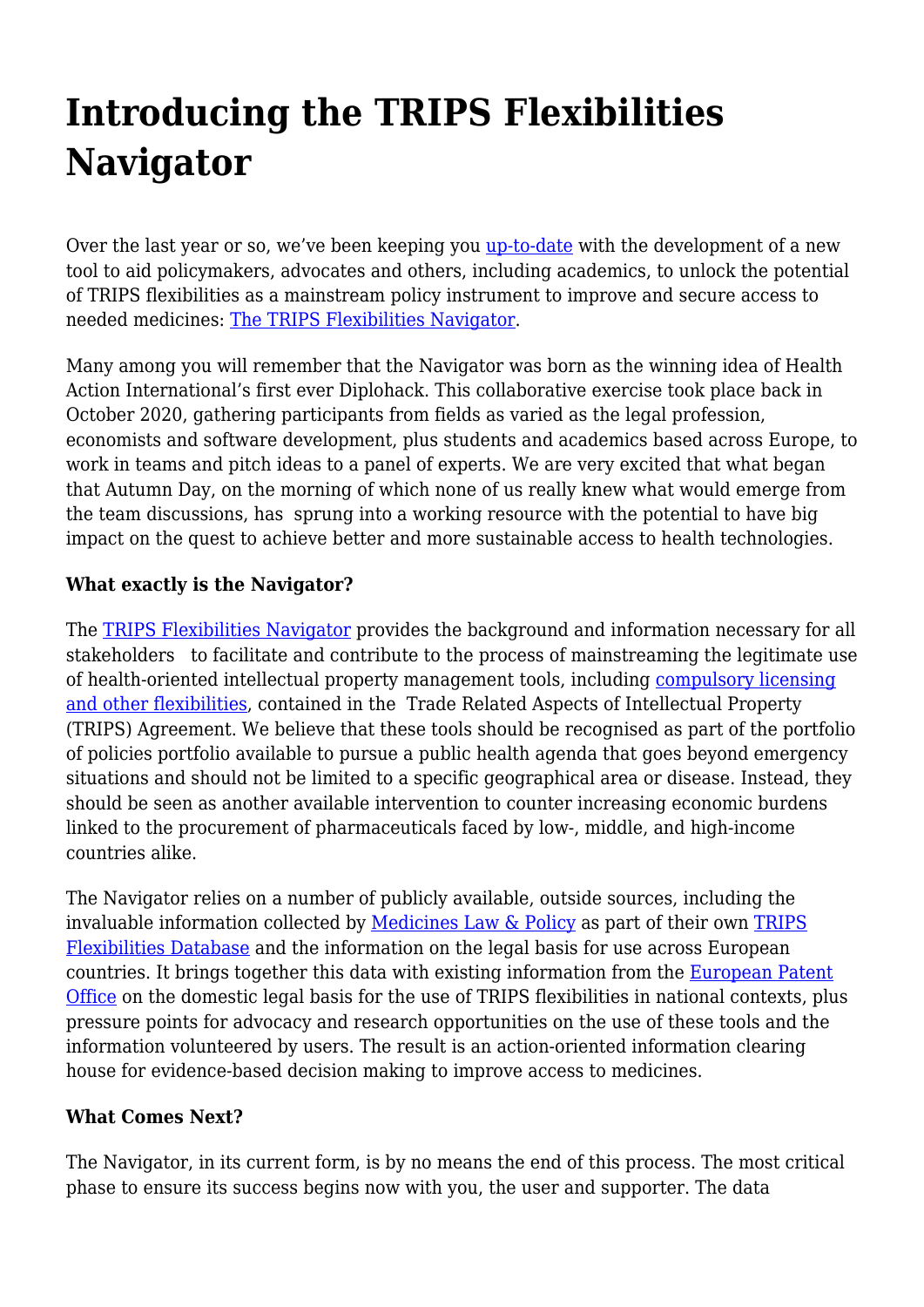# Introducing the TRIPS Flexibilities Navigator

Over the last year or so, we've been keeping you up-to-date with the development of a new tool to aid policymakers, advocates and others, including academics, to unlock the potential of TRIPS flexibilities as a mainstream policy instrument to improve and secure access to needed medicines: The TRIPS Flexibilities Navigator.

Many among you will remember that the Navigator was born as the winning idea of Health Action International's first ever Diplohack. This collaborative exercise took place back in October 2020, gathering participants from fields as varied as the legal profession, economists and software development, plus students and academics based across Europe, to work in teams and pitch ideas to a panel of experts. We are very excited that what began that Autumn Day, on the morning of which none of us really knew what would emerge from the team discussions, has sprung into a working resource with the potential to have big impact on the quest to achieve better and more sustainable access to health technologies.

**What exactly is the Navigator?**

The TRIPS Flexibilities Navigator provides the background and information necessary for all stakeholders to facilitate and contribute to the process of mainstreaming the legitimate use of health-oriented intellectual property management tools, including compulsory licensing and other flexibilities, contained in the Trade Related Aspects of Intellectual Property (TRIPS) Agreement. We believe that these tools should be recognised as part of the portfolio of policies portfolio available to pursue a public health agenda that goes beyond emergency situations and should not be limited to a specific geographical area or disease. Instead, they should be seen as another available intervention to counter increasing economic burdens linked to the procurement of pharmaceuticals faced by low-, middle, and high-income countries alike.

The Navigator relies on a number of publicly available, outside sources, including the invaluable information collected by Medicines Law & Policy as part of their own TRIPS Flexibilities Database and the information on the legal basis for use across European countries. It brings together this data with existing information from the European Patent Office on the domestic legal basis for the use of TRIPS flexibilities in national contexts, plus pressure points for advocacy and research opportunities on the use of these tools and the information volunteered by users. The result is an action-oriented information clearing house for evidence-based decision making to improve access to medicines.

**What Comes Next?**

The Navigator, in its current form, is by no means the end of this process. The most critical phase to ensure its success begins now with you, the user and supporter. The data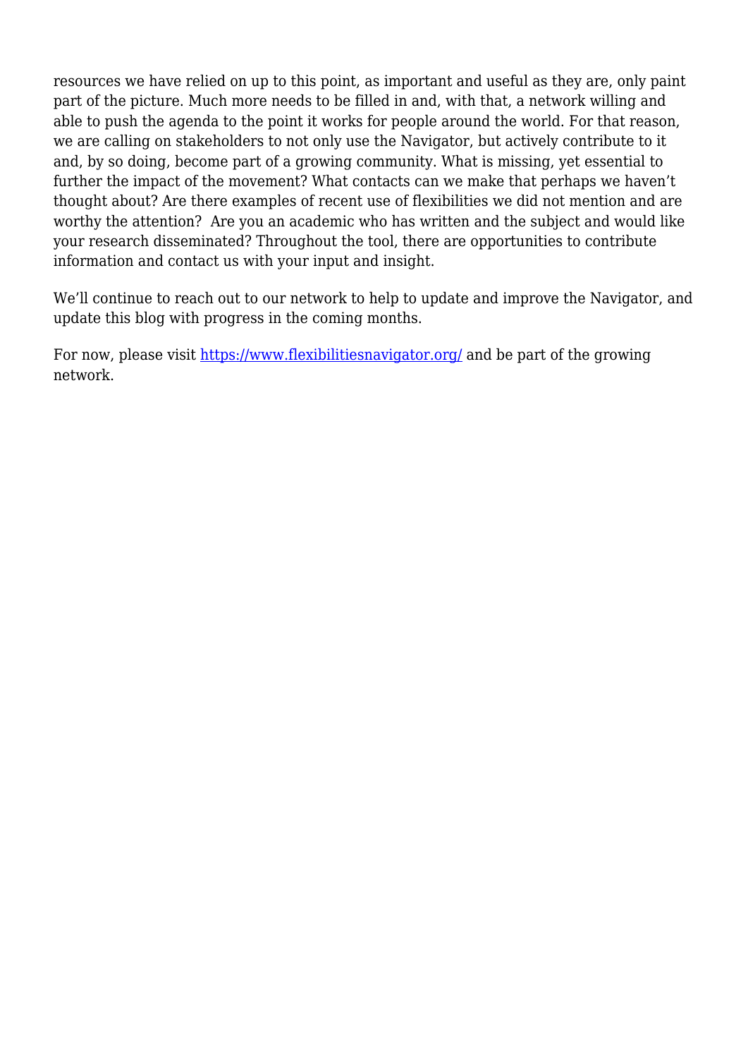resources we have relied on up to this point, as important and useful as they are, only paint part of the picture. Much more needs to be filled in and, with that, a network willing and able to push the agenda to the point it works for people around the world. For that reason, we are calling on stakeholders to not only use the Navigator, but actively contribute to it and, by so doing, become part of a growing community. What is missing, yet essential to further the impact of the movement? What contacts can we make that perhaps we haven't thought about? Are there examples of recent use of flexibilities we did not mention and are worthy the attention?  Are you an academic who has written and the subject and would like your research disseminated? Throughout the tool, there are opportunities to contribute information and contact us with your input and insight.

We'll continue to reach out to our network to help to update and improve the Navigator, and update this blog with progress in the coming months.

For now, please visit [https://www.flexibilitiesnavigator.org/](https://www.flexibilitiesnavigator.org/) and be part of the growing network.